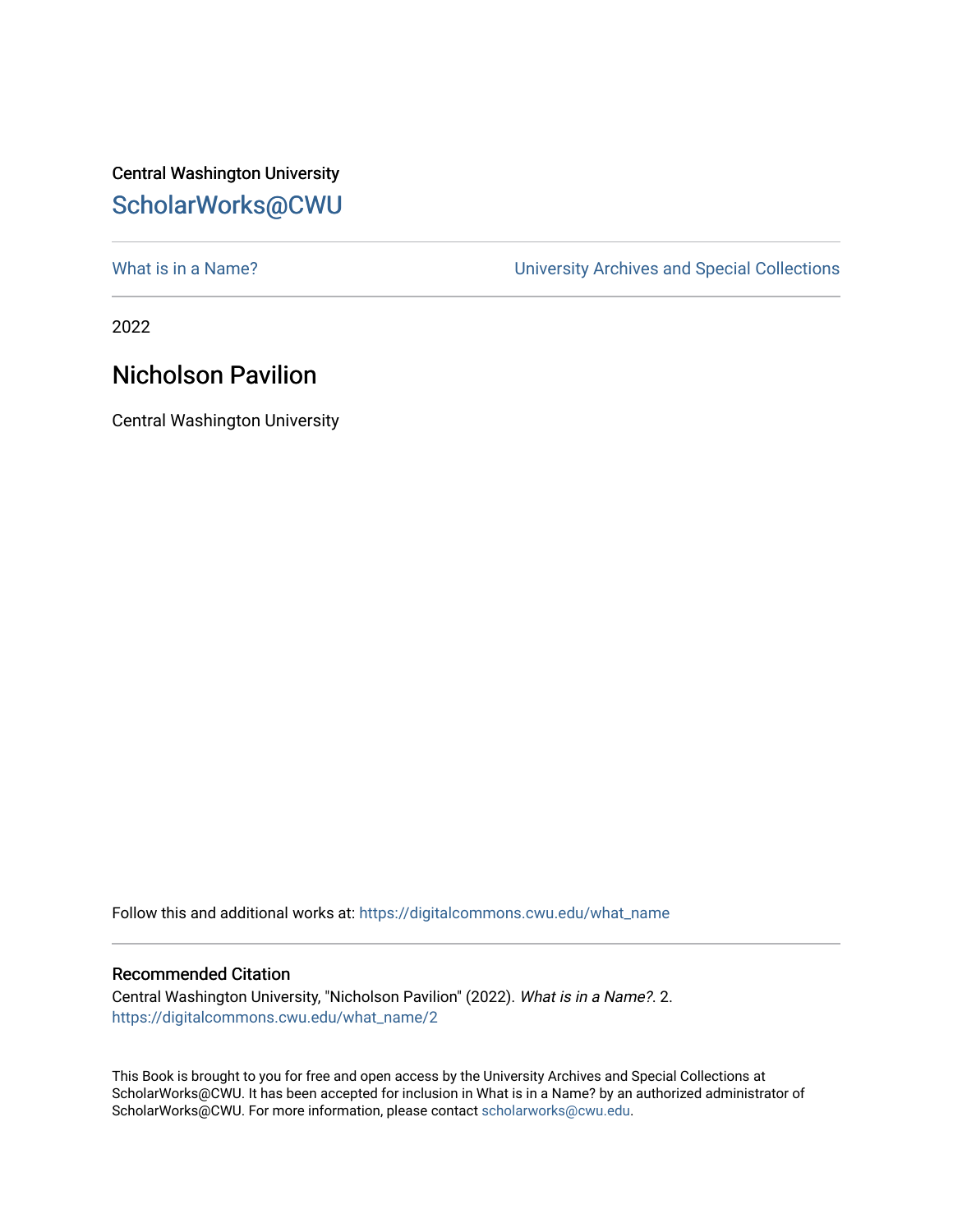Central Washington University

## ScholarWorks@CWU

What is in a Name? | University Archives and Special Collections

---

2022

# Nicholson Pavilion

Central Washington University

Follow this and additional works at: https://digitalcommons.cwu.edu/what_name

### Recommended Citation

Central Washington University, "Nicholson Pavilion" (2022). *What is in a Name?*. 2.
https://digitalcommons.cwu.edu/what_name/2

This Book is brought to you for free and open access by the University Archives and Special Collections at ScholarWorks@CWU. It has been accepted for inclusion in What is in a Name? by an authorized administrator of ScholarWorks@CWU. For more information, please contact scholarworks@cwu.edu.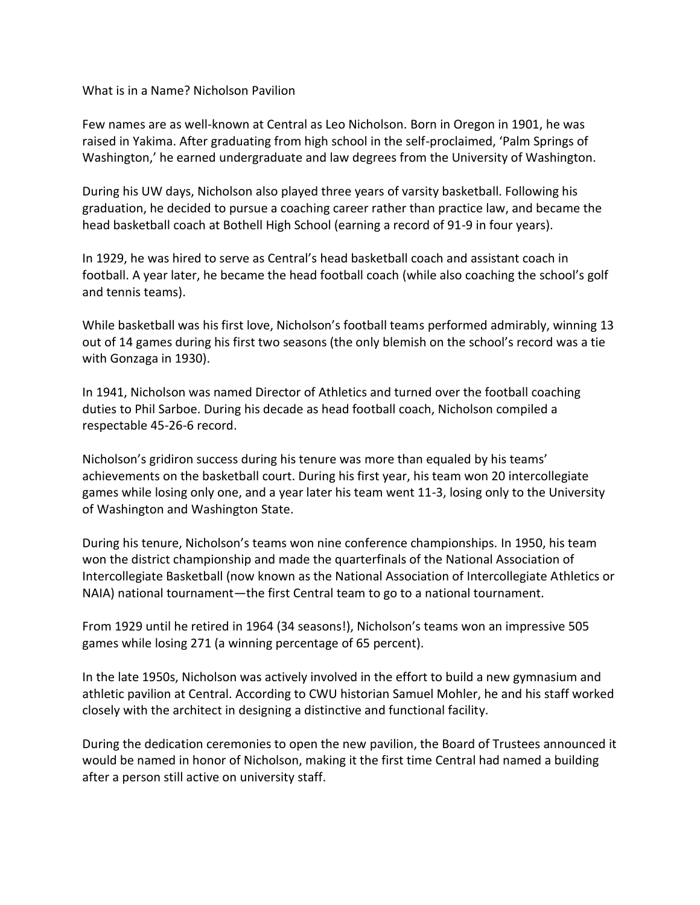# What is in a Name? Nicholson Pavilion

Few names are as well-known at Central as Leo Nicholson. Born in Oregon in 1901, he was raised in Yakima. After graduating from high school in the self-proclaimed, 'Palm Springs of Washington,' he earned undergraduate and law degrees from the University of Washington.

During his UW days, Nicholson also played three years of varsity basketball. Following his graduation, he decided to pursue a coaching career rather than practice law, and became the head basketball coach at Bothell High School (earning a record of 91-9 in four years).

In 1929, he was hired to serve as Central's head basketball coach and assistant coach in football. A year later, he became the head football coach (while also coaching the school's golf and tennis teams).

While basketball was his first love, Nicholson's football teams performed admirably, winning 13 out of 14 games during his first two seasons (the only blemish on the school's record was a tie with Gonzaga in 1930).

In 1941, Nicholson was named Director of Athletics and turned over the football coaching duties to Phil Sarboe. During his decade as head football coach, Nicholson compiled a respectable 45-26-6 record.

Nicholson's gridiron success during his tenure was more than equaled by his teams' achievements on the basketball court. During his first year, his team won 20 intercollegiate games while losing only one, and a year later his team went 11-3, losing only to the University of Washington and Washington State.

During his tenure, Nicholson's teams won nine conference championships. In 1950, his team won the district championship and made the quarterfinals of the National Association of Intercollegiate Basketball (now known as the National Association of Intercollegiate Athletics or NAIA) national tournament—the first Central team to go to a national tournament.

From 1929 until he retired in 1964 (34 seasons!), Nicholson's teams won an impressive 505 games while losing 271 (a winning percentage of 65 percent).

In the late 1950s, Nicholson was actively involved in the effort to build a new gymnasium and athletic pavilion at Central. According to CWU historian Samuel Mohler, he and his staff worked closely with the architect in designing a distinctive and functional facility.

During the dedication ceremonies to open the new pavilion, the Board of Trustees announced it would be named in honor of Nicholson, making it the first time Central had named a building after a person still active on university staff.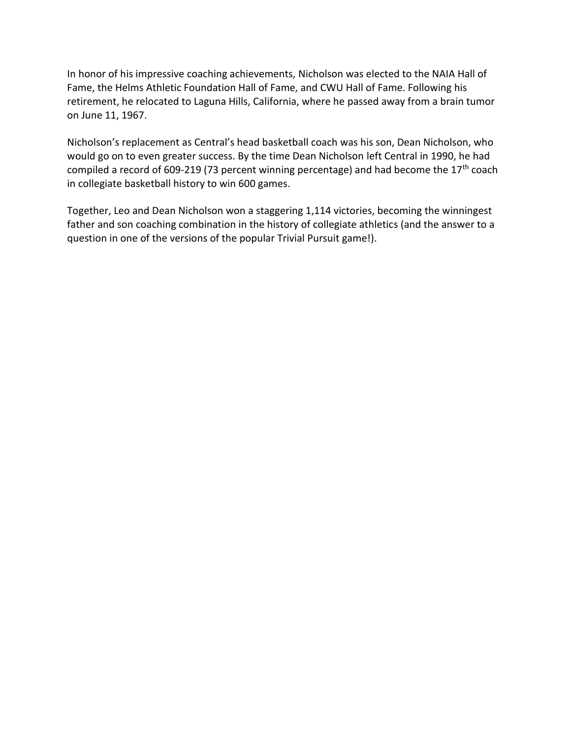In honor of his impressive coaching achievements, Nicholson was elected to the NAIA Hall of Fame, the Helms Athletic Foundation Hall of Fame, and CWU Hall of Fame. Following his retirement, he relocated to Laguna Hills, California, where he passed away from a brain tumor on June 11, 1967.

Nicholson's replacement as Central's head basketball coach was his son, Dean Nicholson, who would go on to even greater success. By the time Dean Nicholson left Central in 1990, he had compiled a record of 609-219 (73 percent winning percentage) and had become the 17th coach in collegiate basketball history to win 600 games.

Together, Leo and Dean Nicholson won a staggering 1,114 victories, becoming the winningest father and son coaching combination in the history of collegiate athletics (and the answer to a question in one of the versions of the popular Trivial Pursuit game!).